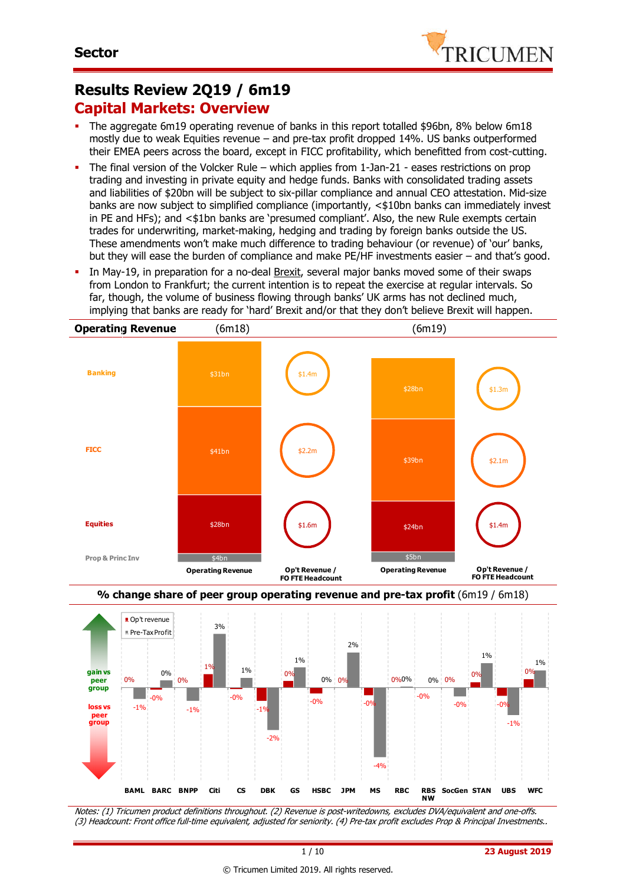**Sector**

# Results Review 2Q19 / 6m19

## Capital Markets: Overview

- The aggregate 6m19 operating revenue of banks in this report totalled $96bn, 8% below 6m18 mostly due to weak Equities revenue – and pre-tax profit dropped 14%. US banks outperformed their EMEA peers across the board, except in FICC profitability, which benefitted from cost-cutting.
- The final version of the Volcker Rule – which applies from 1-Jan-21 - eases restrictions on prop trading and investing in private equity and hedge funds. Banks with consolidated trading assets and liabilities of $20bn will be subject to six-pillar compliance and annual CEO attestation. Mid-size banks are now subject to simplified compliance (importantly, <$10bn banks can immediately invest in PE and HFs); and <$1bn banks are 'presumed compliant'. Also, the new Rule exempts certain trades for underwriting, market-making, hedging and trading by foreign banks outside the US. These amendments won't make much difference to trading behaviour (or revenue) of 'our' banks, but they will ease the burden of compliance and make PE/HF investments easier – and that's good.
- In May-19, in preparation for a no-deal Brexit, several major banks moved some of their swaps from London to Frankfurt; the current intention is to repeat the exercise at regular intervals. So far, though, the volume of business flowing through banks' UK arms has not declined much, implying that banks are ready for 'hard' Brexit and/or that they don't believe Brexit will happen.

**Operating Revenue**

| | (6m18) Operating Revenue | (6m18) Op't Revenue / FO FTE Headcount | (6m19) Operating Revenue | (6m19) Op't Revenue / FO FTE Headcount |
|---|---|---|---|---|
| Banking | $31bn | $1.4m | $28bn | $1.3m |
| FICC | $41bn | $2.2m | $39bn | $2.1m |
| Equities | $28bn | $1.6m | $24bn | $1.4m |
| Prop & Princ Inv | $4bn | | $5bn | |

**% change share of peer group operating revenue and pre-tax profit** (6m19 / 6m18)

| | BAML | BARC | BNPP | Citi | CS | DBK | GS | HSBC | JPM | MS | RBC | RBS NW | SocGen | STAN | UBS | WFC |
|---|---|---|---|---|---|---|---|---|---|---|---|---|---|---|---|---|
| Op't revenue | 0% | -0% | 0% | 1% | -0% | -1% | 0% | -0% | 0% | -0% | 0% | -0% | 0% | 0% | -0% | 0% |
| Pre-Tax Profit | -1% | 0% | -1% | 3% | 1% | -2% | 1% | 0% | 2% | -4% | 0% | 0% | -0% | 1% | -1% | 1% |

(gain vs peer group / loss vs peer group)

*Notes: (1) Tricumen product definitions throughout. (2) Revenue is post-writedowns, excludes DVA/equivalent and one-offs. (3) Headcount: Front office full-time equivalent, adjusted for seniority. (4) Pre-tax profit excludes Prop & Principal Investments..*

23 August 2019

© Tricumen Limited 2019. All rights reserved.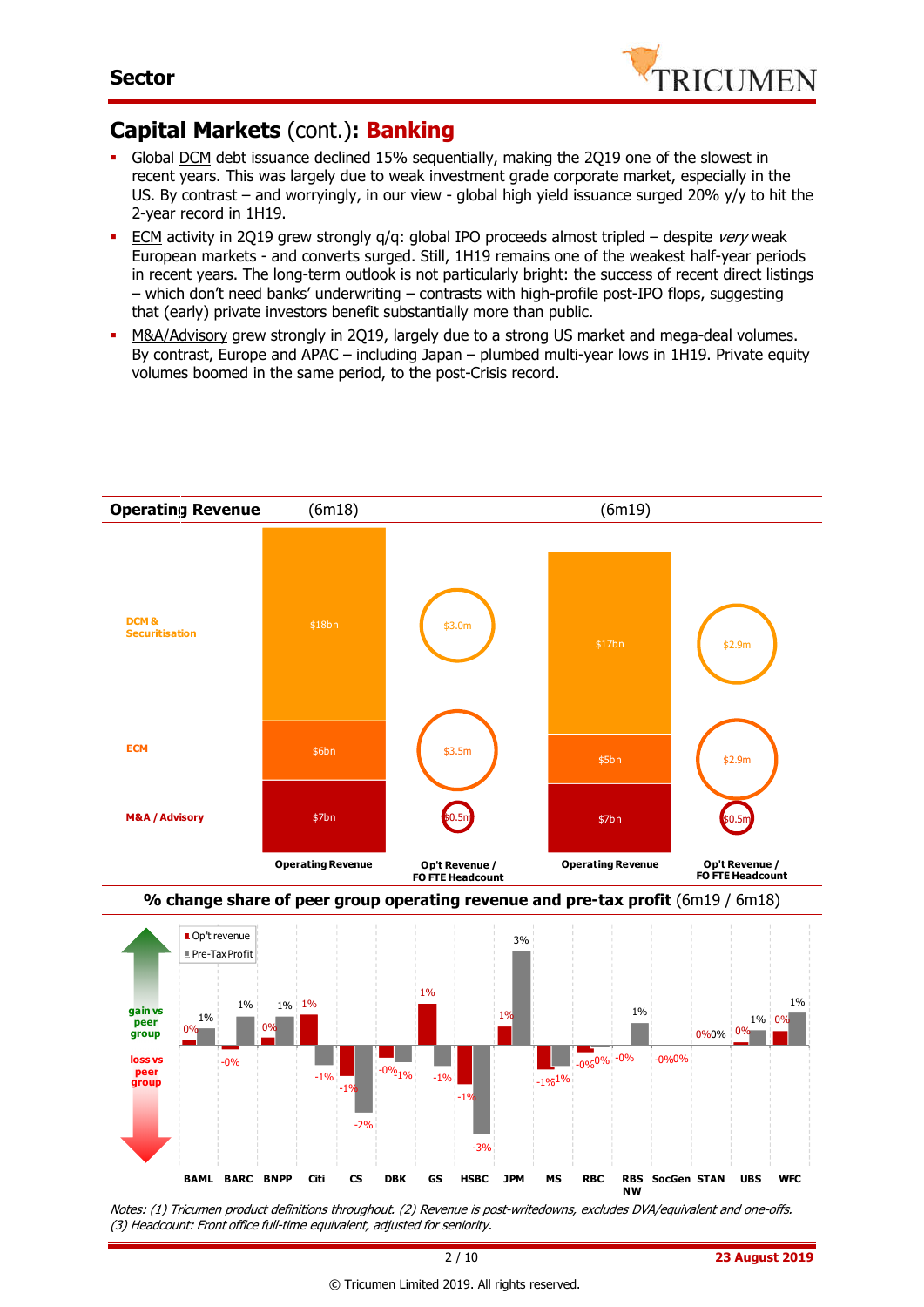## Capital Markets (cont.): Banking

- Global DCM debt issuance declined 15% sequentially, making the 2Q19 one of the slowest in recent years. This was largely due to weak investment grade corporate market, especially in the US. By contrast – and worryingly, in our view - global high yield issuance surged 20% y/y to hit the 2-year record in 1H19.
- ECM activity in 2Q19 grew strongly q/q: global IPO proceeds almost tripled – despite *very* weak European markets - and converts surged. Still, 1H19 remains one of the weakest half-year periods in recent years. The long-term outlook is not particularly bright: the success of recent direct listings – which don't need banks' underwriting – contrasts with high-profile post-IPO flops, suggesting that (early) private investors benefit substantially more than public.
- M&A/Advisory grew strongly in 2Q19, largely due to a strong US market and mega-deal volumes. By contrast, Europe and APAC – including Japan – plumbed multi-year lows in 1H19. Private equity volumes boomed in the same period, to the post-Crisis record.

**Operating Revenue**

| | (6m18) Operating Revenue | (6m18) Op't Revenue / FO FTE Headcount | (6m19) Operating Revenue | (6m19) Op't Revenue / FO FTE Headcount |
|---|---|---|---|---|
| DCM & Securitisation | $18bn | $3.0m | $17bn | $2.9m |
| ECM | $6bn | $3.5m | $5bn | $2.9m |
| M&A / Advisory | $7bn | $0.5m | $7bn | $0.5m |

**% change share of peer group operating revenue and pre-tax profit** (6m19 / 6m18)

| | BAML | BARC | BNPP | Citi | CS | DBK | GS | HSBC | JPM | MS | RBC | RBS NW | SocGen | STAN | UBS | WFC |
|---|---|---|---|---|---|---|---|---|---|---|---|---|---|---|---|---|
| Op't revenue | 0% | -0% | 0% | 1% | -1% | -0% | 1% | -1% | 1% | -1% | -0% | -0% | -0% | 0% | 0% | 0% |
| Pre-Tax Profit | 1% | 1% | 1% | -1% | -2% | -1% | -1% | -3% | 3% | -1% | 0% | 1% | 0% | 0% | 1% | 1% |

*Notes: (1) Tricumen product definitions throughout. (2) Revenue is post-writedowns, excludes DVA/equivalent and one-offs. (3) Headcount: Front office full-time equivalent, adjusted for seniority.*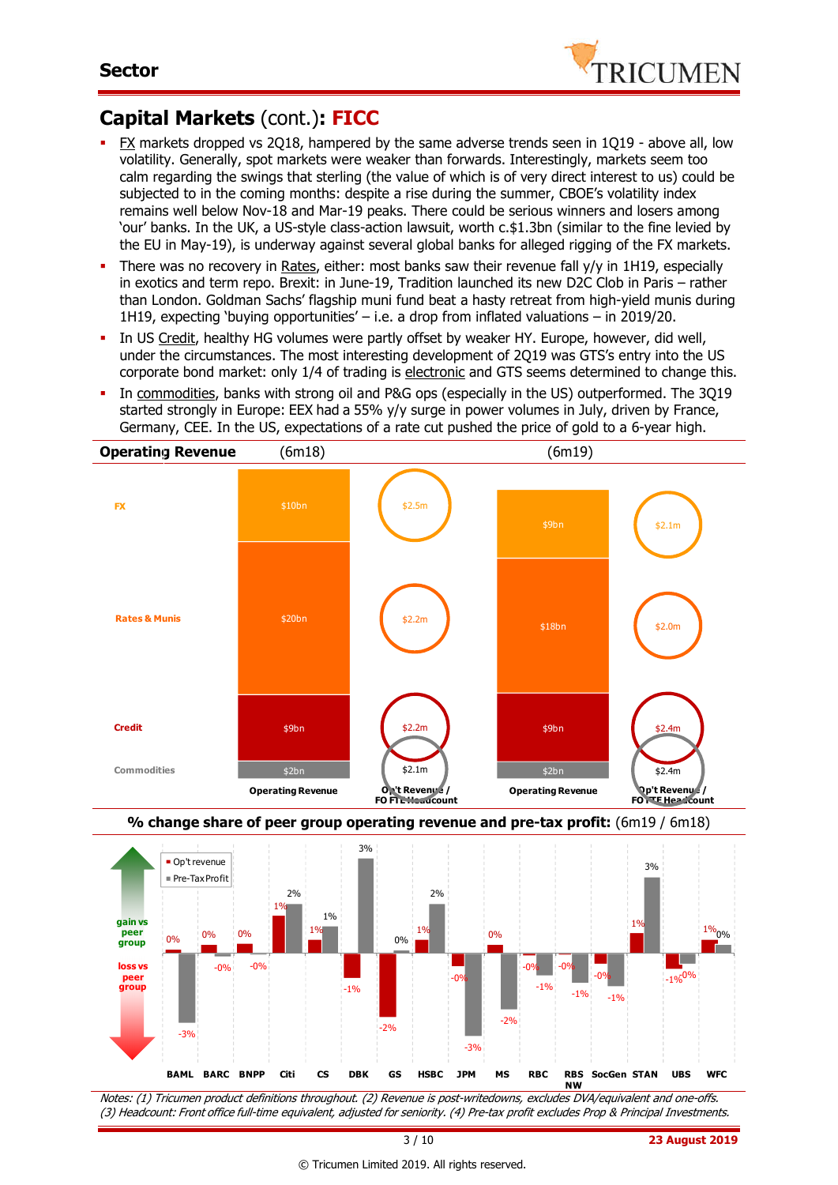## Capital Markets (cont.): FICC

- FX markets dropped vs 2Q18, hampered by the same adverse trends seen in 1Q19 - above all, low volatility. Generally, spot markets were weaker than forwards. Interestingly, markets seem too calm regarding the swings that sterling (the value of which is of very direct interest to us) could be subjected to in the coming months: despite a rise during the summer, CBOE's volatility index remains well below Nov-18 and Mar-19 peaks. There could be serious winners and losers among 'our' banks. In the UK, a US-style class-action lawsuit, worth c.$1.3bn (similar to the fine levied by the EU in May-19), is underway against several global banks for alleged rigging of the FX markets.
- There was no recovery in Rates, either: most banks saw their revenue fall y/y in 1H19, especially in exotics and term repo. Brexit: in June-19, Tradition launched its new D2C Clob in Paris – rather than London. Goldman Sachs' flagship muni fund beat a hasty retreat from high-yield munis during 1H19, expecting 'buying opportunities' – i.e. a drop from inflated valuations – in 2019/20.
- In US Credit, healthy HG volumes were partly offset by weaker HY. Europe, however, did well, under the circumstances. The most interesting development of 2Q19 was GTS's entry into the US corporate bond market: only 1/4 of trading is electronic and GTS seems determined to change this.
- In commodities, banks with strong oil and P&G ops (especially in the US) outperformed. The 3Q19 started strongly in Europe: EEX had a 55% y/y surge in power volumes in July, driven by France, Germany, CEE. In the US, expectations of a rate cut pushed the price of gold to a 6-year high.

**Operating Revenue**

| | (6m18) Operating Revenue | (6m18) Op't Revenue / FO FTE Headcount | (6m19) Operating Revenue | (6m19) Op't Revenue / FO FTE Headcount |
|---|---|---|---|---|
| FX | $10bn | $2.5m | $9bn | $2.1m |
| Rates & Munis | $20bn | $2.2m | $18bn | $2.0m |
| Credit | $9bn | $2.2m | $9bn | $2.4m |
| Commodities | $2bn | $2.1m | $2bn | $2.4m |

**% change share of peer group operating revenue and pre-tax profit:** (6m19 / 6m18)

| | BAML | BARC | BNPP | Citi | CS | DBK | GS | HSBC | JPM | MS | RBC | RBS NW | SocGen | STAN | UBS | WFC |
|---|---|---|---|---|---|---|---|---|---|---|---|---|---|---|---|---|
| Op't revenue | 0% | 0% | 0% | 1% | 1% | -1% | -2% | 1% | -0% | 0% | -0% | -0% | -0% | 1% | -1% | 1% |
| Pre-Tax Profit | -3% | -0% | -0% | 2% | 1% | 3% | 0% | 2% | -3% | -2% | -1% | -1% | -1% | 3% | 0% | 0% |

(gain vs peer group / loss vs peer group)

*Notes: (1) Tricumen product definitions throughout. (2) Revenue is post-writedowns, excludes DVA/equivalent and one-offs. (3) Headcount: Front office full-time equivalent, adjusted for seniority. (4) Pre-tax profit excludes Prop & Principal Investments.*

23 August 2019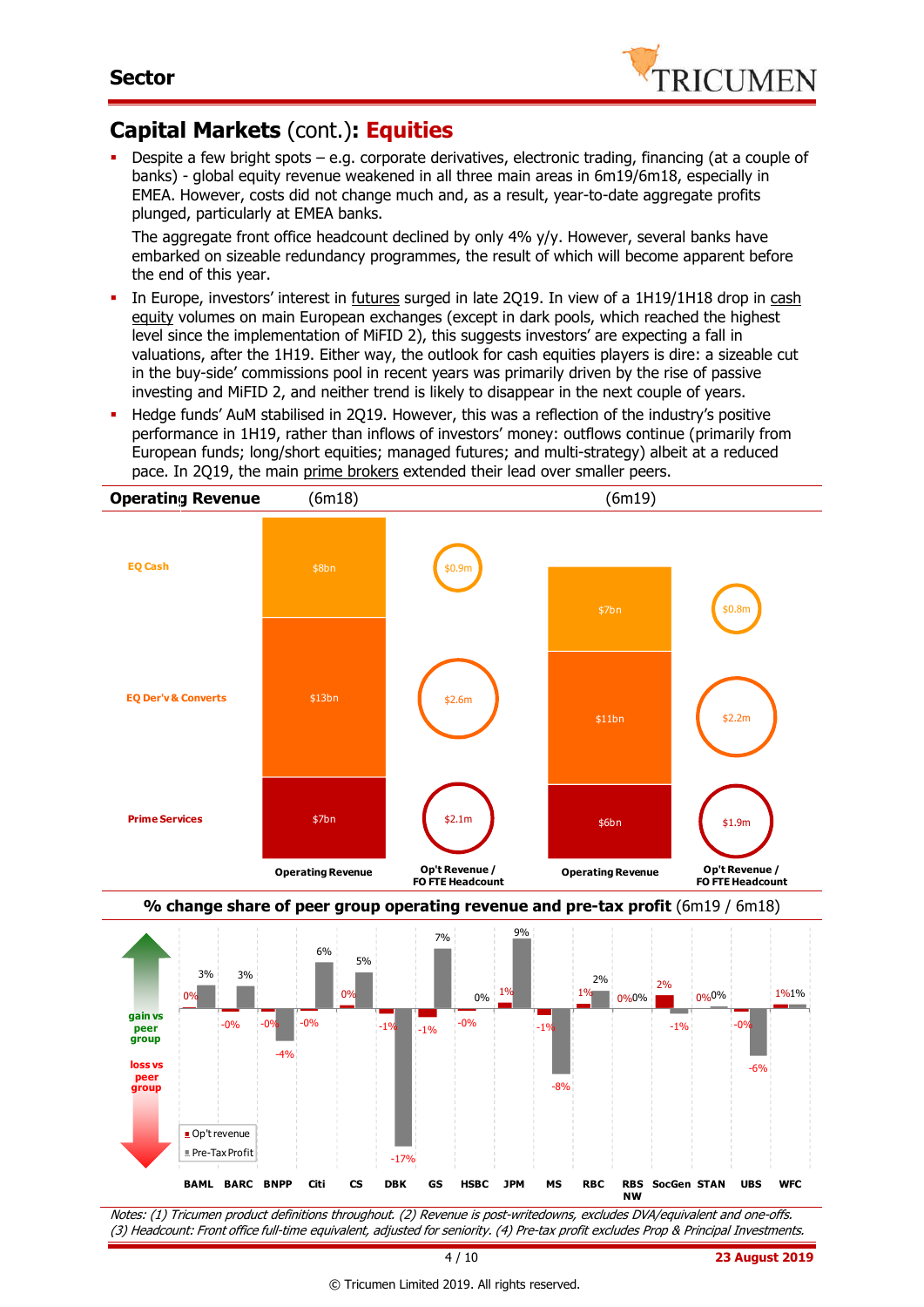## Sector

# Capital Markets (cont.): **Equities**

- Despite a few bright spots – e.g. corporate derivatives, electronic trading, financing (at a couple of banks) - global equity revenue weakened in all three main areas in 6m19/6m18, especially in EMEA. However, costs did not change much and, as a result, year-to-date aggregate profits plunged, particularly at EMEA banks.

  The aggregate front office headcount declined by only 4% y/y. However, several banks have embarked on sizeable redundancy programmes, the result of which will become apparent before the end of this year.
- In Europe, investors' interest in futures surged in late 2Q19. In view of a 1H19/1H18 drop in cash equity volumes on main European exchanges (except in dark pools, which reached the highest level since the implementation of MiFID 2), this suggests investors' are expecting a fall in valuations, after the 1H19. Either way, the outlook for cash equities players is dire: a sizeable cut in the buy-side' commissions pool in recent years was primarily driven by the rise of passive investing and MiFID 2, and neither trend is likely to disappear in the next couple of years.
- Hedge funds' AuM stabilised in 2Q19. However, this was a reflection of the industry's positive performance in 1H19, rather than inflows of investors' money: outflows continue (primarily from European funds; long/short equities; managed futures; and multi-strategy) albeit at a reduced pace. In 2Q19, the main prime brokers extended their lead over smaller peers.

**Operating Revenue**

| | (6m18) Operating Revenue | (6m18) Op't Revenue / FO FTE Headcount | (6m19) Operating Revenue | (6m19) Op't Revenue / FO FTE Headcount |
|---|---|---|---|---|
| EQ Cash | $8bn | $0.9m | $7bn | $0.8m |
| EQ Der'v & Converts | $13bn | $2.6m | $11bn | $2.2m |
| Prime Services | $7bn | $2.1m | $6bn | $1.9m |

**% change share of peer group operating revenue and pre-tax profit** (6m19 / 6m18)

| | BAML | BARC | BNPP | Citi | CS | DBK | GS | HSBC | JPM | MS | RBC | RBS NW | SocGen | STAN | UBS | WFC |
|---|---|---|---|---|---|---|---|---|---|---|---|---|---|---|---|---|
| Op't revenue | 0% | -0% | -0% | -0% | 0% | -1% | -1% | -0% | 1% | -1% | 1% | 0% | 2% | 0% | -0% | 1% |
| Pre-Tax Profit | 3% | 3% | -4% | 6% | 5% | -17% | 7% | 0% | 9% | -8% | 2% | 0% | -1% | 0% | -6% | 1% |

*Notes: (1) Tricumen product definitions throughout. (2) Revenue is post-writedowns, excludes DVA/equivalent and one-offs. (3) Headcount: Front office full-time equivalent, adjusted for seniority. (4) Pre-tax profit excludes Prop & Principal Investments.*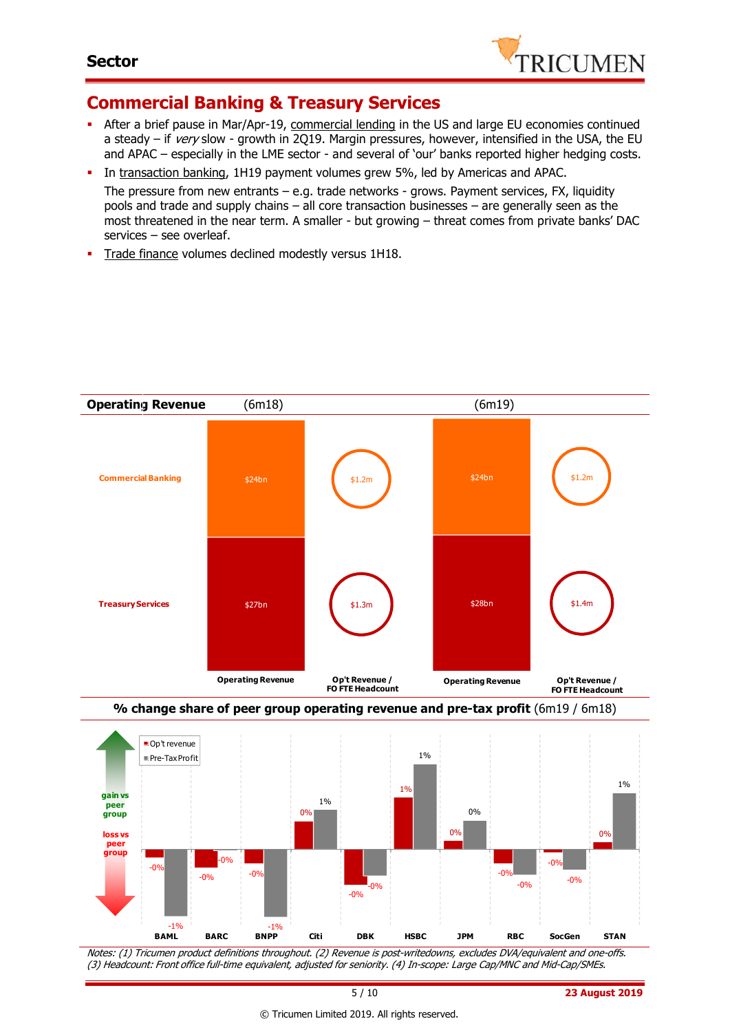## Sector

# Commercial Banking & Treasury Services

- After a brief pause in Mar/Apr-19, commercial lending in the US and large EU economies continued a steady – if *very* slow - growth in 2Q19. Margin pressures, however, intensified in the USA, the EU and APAC – especially in the LME sector - and several of 'our' banks reported higher hedging costs.
- In transaction banking, 1H19 payment volumes grew 5%, led by Americas and APAC.

  The pressure from new entrants – e.g. trade networks - grows. Payment services, FX, liquidity pools and trade and supply chains – all core transaction businesses – are generally seen as the most threatened in the near term. A smaller - but growing – threat comes from private banks' DAC services – see overleaf.
- Trade finance volumes declined modestly versus 1H18.

**Operating Revenue**

| | (6m18) Operating Revenue | (6m18) Op't Revenue / FO FTE Headcount | (6m19) Operating Revenue | (6m19) Op't Revenue / FO FTE Headcount |
|---|---|---|---|---|
| Commercial Banking | $24bn | $1.2m | $24bn | $1.2m |
| Treasury Services | $27bn | $1.3m | $28bn | $1.4m |

**% change share of peer group operating revenue and pre-tax profit** (6m19 / 6m18)

| | BAML | BARC | BNPP | Citi | DBK | HSBC | JPM | RBC | SocGen | STAN |
|---|---|---|---|---|---|---|---|---|---|---|
| Op't revenue | -0% | -0% | -0% | 0% | -0% | 1% | 0% | -0% | -0% | 0% |
| Pre-Tax Profit | -1% | -0% | -1% | 1% | -0% | 1% | 0% | -0% | -0% | 1% |

*Notes: (1) Tricumen product definitions throughout. (2) Revenue is post-writedowns, excludes DVA/equivalent and one-offs. (3) Headcount: Front office full-time equivalent, adjusted for seniority. (4) In-scope: Large Cap/MNC and Mid-Cap/SMEs.*

23 August 2019

© Tricumen Limited 2019. All rights reserved.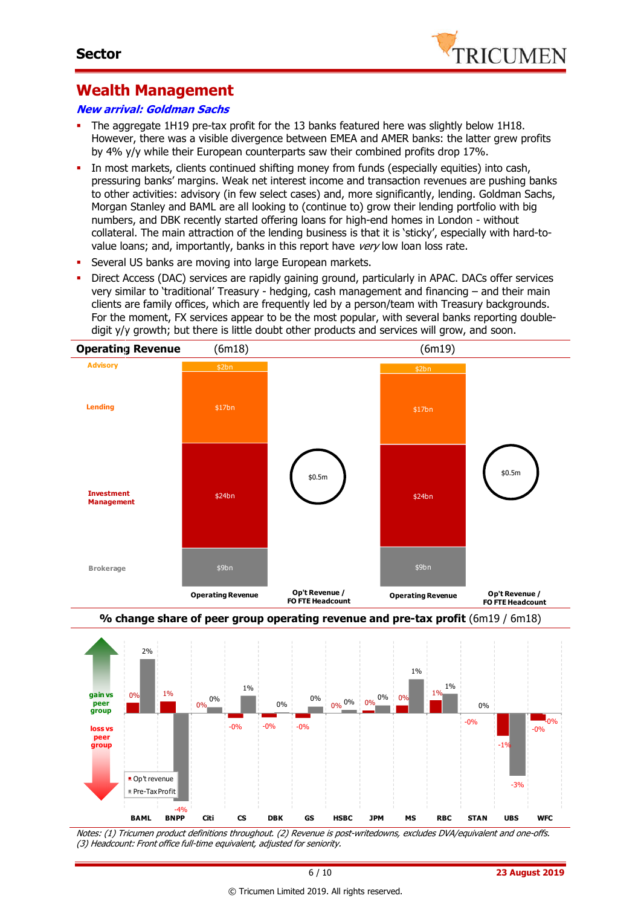# Wealth Management

***New arrival: Goldman Sachs***

- The aggregate 1H19 pre-tax profit for the 13 banks featured here was slightly below 1H18. However, there was a visible divergence between EMEA and AMER banks: the latter grew profits by 4% y/y while their European counterparts saw their combined profits drop 17%.
- In most markets, clients continued shifting money from funds (especially equities) into cash, pressuring banks' margins. Weak net interest income and transaction revenues are pushing banks to other activities: advisory (in few select cases) and, more significantly, lending. Goldman Sachs, Morgan Stanley and BAML are all looking to (continue to) grow their lending portfolio with big numbers, and DBK recently started offering loans for high-end homes in London - without collateral. The main attraction of the lending business is that it is 'sticky', especially with hard-to-value loans; and, importantly, banks in this report have *very* low loan loss rate.
- Several US banks are moving into large European markets.
- Direct Access (DAC) services are rapidly gaining ground, particularly in APAC. DACs offer services very similar to 'traditional' Treasury - hedging, cash management and financing – and their main clients are family offices, which are frequently led by a person/team with Treasury backgrounds. For the moment, FX services appear to be the most popular, with several banks reporting double-digit y/y growth; but there is little doubt other products and services will grow, and soon.

**Operating Revenue** (6m18) (6m19)

| | Operating Revenue (6m18) | Op't Revenue / FO FTE Headcount (6m18) | Operating Revenue (6m19) | Op't Revenue / FO FTE Headcount (6m19) |
|---|---|---|---|---|
| Advisory | $2bn | | $2bn | |
| Lending | $17bn | | $17bn | |
| Investment Management | $24bn | $0.5m | $24bn | $0.5m |
| Brokerage | $9bn | | $9bn | |

**% change share of peer group operating revenue and pre-tax profit** (6m19 / 6m18)

| | BAML | BNPP | Citi | CS | DBK | GS | HSBC | JPM | MS | RBC | STAN | UBS | WFC |
|---|---|---|---|---|---|---|---|---|---|---|---|---|---|
| Op't revenue | 0% | 1% | 0% | -0% | -0% | -0% | 0% | 0% | 0% | 1% | -0% | -1% | -0% |
| Pre-Tax Profit | 2% | -4% | 0% | 1% | 0% | 0% | 0% | 0% | 1% | 1% | 0% | -3% | -0% |

gain vs peer group / loss vs peer group

*Notes: (1) Tricumen product definitions throughout. (2) Revenue is post-writedowns, excludes DVA/equivalent and one-offs. (3) Headcount: Front office full-time equivalent, adjusted for seniority.*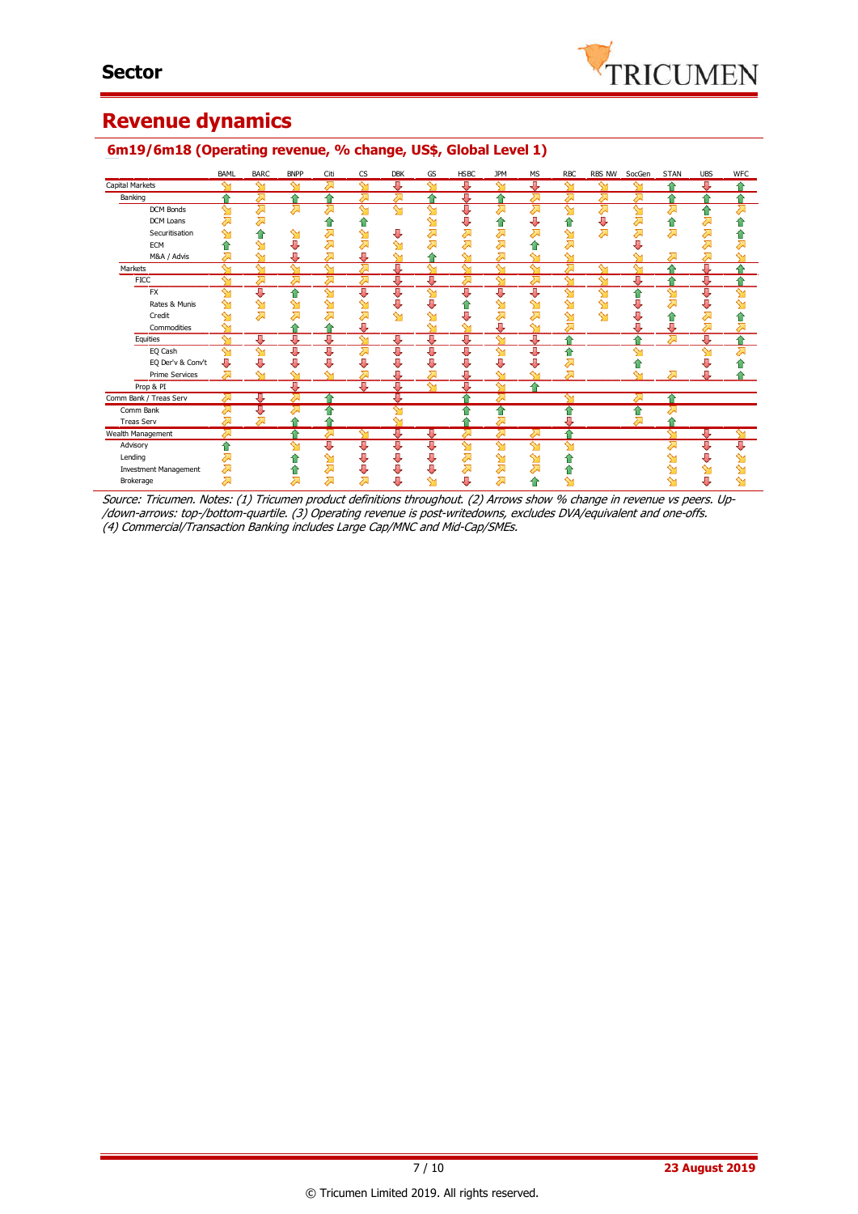## Sector

# Revenue dynamics

### 6m19/6m18 (Operating revenue, % change, US$, Global Level 1)

| | BAML | BARC | BNPP | Citi | CS | DBK | GS | HSBC | JPM | MS | RBC | RBS NW | SocGen | STAN | UBS | WFC |
|---|---|---|---|---|---|---|---|---|---|---|---|---|---|---|---|---|
| Capital Markets | ↘ | ↘ | ↘ | ↗ | ↘ | ↓ | ↘ | ↓ | ↘ | ↓ | ↘ | ↘ | ↘ | ↑ | ↓ | ↑ |
| Banking | ↑ | ↗ | ↑ | ↑ | ↗ | ↗ | ↑ | ↓ | ↑ | ↗ | ↗ | ↗ | ↗ | ↑ | ↑ | ↑ |
| DCM Bonds | ↘ | ↗ | ↗ | ↗ | ↘ | ↘ | ↘ | ↓ | ↗ | ↗ | ↘ | ↗ | ↘ | ↗ | ↑ | ↗ |
| DCM Loans | ↗ | ↗ | | ↑ | ↑ | | ↘ | ↓ | ↑ | ↓ | ↑ | ↓ | ↗ | ↑ | ↗ | ↑ |
| Securitisation | ↘ | ↑ | ↘ | ↗ | ↘ | ↓ | ↗ | ↗ | ↗ | ↗ | ↘ | ↗ | ↗ | ↗ | ↗ | ↑ |
| ECM | ↑ | ↘ | ↓ | ↗ | ↗ | ↘ | ↗ | ↗ | ↗ | ↑ | ↗ | | ↓ | | ↗ | ↗ |
| M&A / Advis | ↗ | ↘ | ↓ | ↗ | ↓ | ↘ | ↑ | ↘ | ↗ | ↘ | ↘ | | | ↗ | ↗ | ↘ |
| Markets | ↘ | ↘ | ↘ | ↘ | ↗ | ↓ | ↘ | ↘ | ↘ | ↘ | ↗ | ↘ | ↘ | ↑ | ↓ | ↑ |
| FICC | ↘ | ↗ | ↗ | ↗ | ↗ | ↓ | ↓ | ↗ | ↘ | ↗ | ↘ | ↘ | ↓ | ↑ | ↓ | ↑ |
| FX | ↘ | ↓ | ↑ | ↘ | ↓ | ↓ | ↘ | ↓ | ↓ | ↓ | ↘ | ↘ | ↑ | ↘ | ↓ | ↘ |
| Rates & Munis | ↘ | ↘ | ↘ | ↘ | ↘ | ↓ | ↓ | ↑ | ↘ | ↘ | ↘ | ↘ | ↓ | ↗ | ↓ | ↘ |
| Credit | ↘ | ↗ | ↗ | ↗ | ↗ | ↘ | ↘ | ↓ | ↗ | ↗ | ↘ | ↘ | ↓ | ↑ | ↗ | ↑ |
| Commodities | ↘ | | ↑ | ↑ | ↓ | | ↘ | ↘ | ↓ | ↘ | ↗ | | ↓ | ↓ | ↗ | ↗ |
| Equities | ↘ | ↓ | ↓ | ↓ | ↘ | ↓ | ↓ | ↓ | ↘ | ↓ | ↑ | | ↑ | ↗ | ↓ | ↑ |
| EQ Cash | ↘ | ↘ | ↓ | ↓ | ↗ | ↓ | ↓ | ↓ | ↘ | ↓ | ↑ | | ↘ | | ↘ | ↗ |
| EQ Der'v & Conv't | ↓ | ↓ | ↓ | ↓ | ↓ | ↓ | ↓ | ↓ | ↓ | ↓ | ↗ | | ↑ | | ↓ | ↑ |
| Prime Services | ↗ | ↘ | ↘ | ↘ | ↗ | ↓ | ↗ | ↓ | ↘ | ↘ | ↗ | | ↘ | ↗ | ↓ | ↑ |
| Prop & PI | | | ↓ | | ↓ | ↓ | ↘ | ↓ | ↘ | ↑ | | | | | | |
| Comm Bank / Treas Serv | ↗ | ↓ | ↗ | ↑ | | ↓ | | ↑ | ↗ | | ↘ | | ↗ | ↑ | | |
| Comm Bank | ↗ | ↓ | ↗ | ↑ | | ↘ | | ↑ | ↑ | | ↑ | | ↑ | ↗ | | |
| Treas Serv | ↗ | ↗ | ↑ | ↑ | | ↘ | | ↑ | ↗ | | ↓ | | ↗ | ↑ | | |
| Wealth Management | ↗ | | ↑ | ↗ | ↘ | ↓ | ↓ | ↗ | ↗ | ↗ | ↑ | | | ↘ | ↓ | ↘ |
| Advisory | ↑ | | ↘ | ↓ | ↓ | ↓ | ↓ | ↘ | ↘ | ↘ | ↘ | | | ↗ | ↓ | ↓ |
| Lending | ↗ | | ↑ | ↘ | ↓ | ↓ | ↓ | ↗ | ↘ | ↘ | ↑ | | | ↘ | ↓ | ↘ |
| Investment Management | ↗ | | ↑ | ↗ | ↓ | ↓ | ↓ | ↗ | ↗ | ↗ | ↑ | | | ↘ | ↘ | ↘ |
| Brokerage | ↗ | | ↗ | ↗ | ↗ | ↓ | ↘ | ↓ | ↗ | ↑ | ↘ | | | ↘ | ↓ | ↘ |

*Source: Tricumen. Notes: (1) Tricumen product definitions throughout. (2) Arrows show % change in revenue vs peers. Up-/down-arrows: top-/bottom-quartile. (3) Operating revenue is post-writedowns, excludes DVA/equivalent and one-offs. (4) Commercial/Transaction Banking includes Large Cap/MNC and Mid-Cap/SMEs.*

**23 August 2019**

© Tricumen Limited 2019. All rights reserved.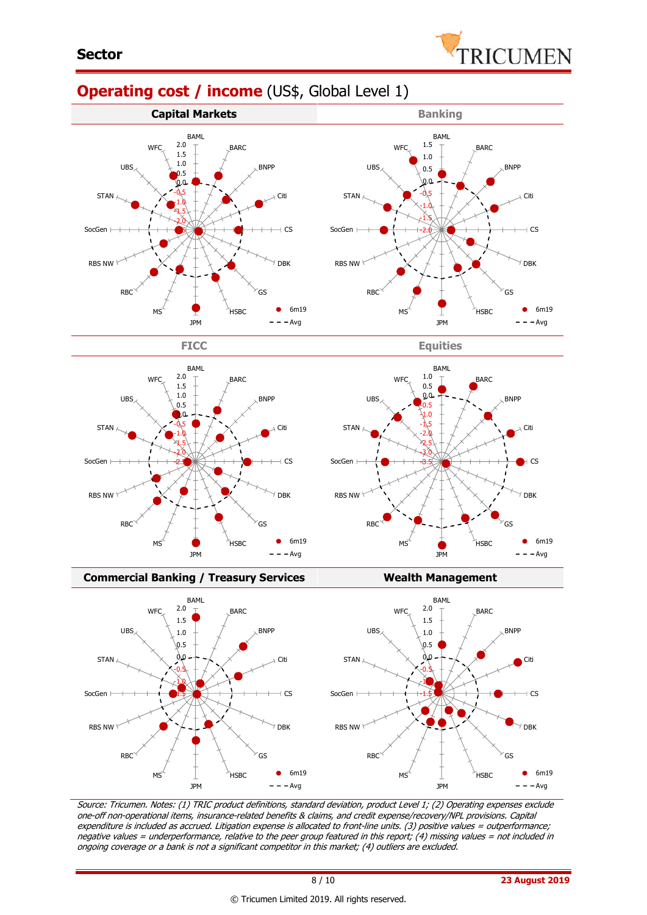## Operating cost / income (US$, Global Level 1)

Capital Markets

Banking

FICC

Equities

Commercial Banking / Treasury Services

Wealth Management

*Source: Tricumen. Notes: (1) TRIC product definitions, standard deviation, product Level 1; (2) Operating expenses exclude one-off non-operational items, insurance-related benefits & claims, and credit expense/recovery/NPL provisions. Capital expenditure is included as accrued. Litigation expense is allocated to front-line units. (3) positive values = outperformance; negative values = underperformance, relative to the peer group featured in this report; (4) missing values = not included in ongoing coverage or a bank is not a significant competitor in this market; (4) outliers are excluded.*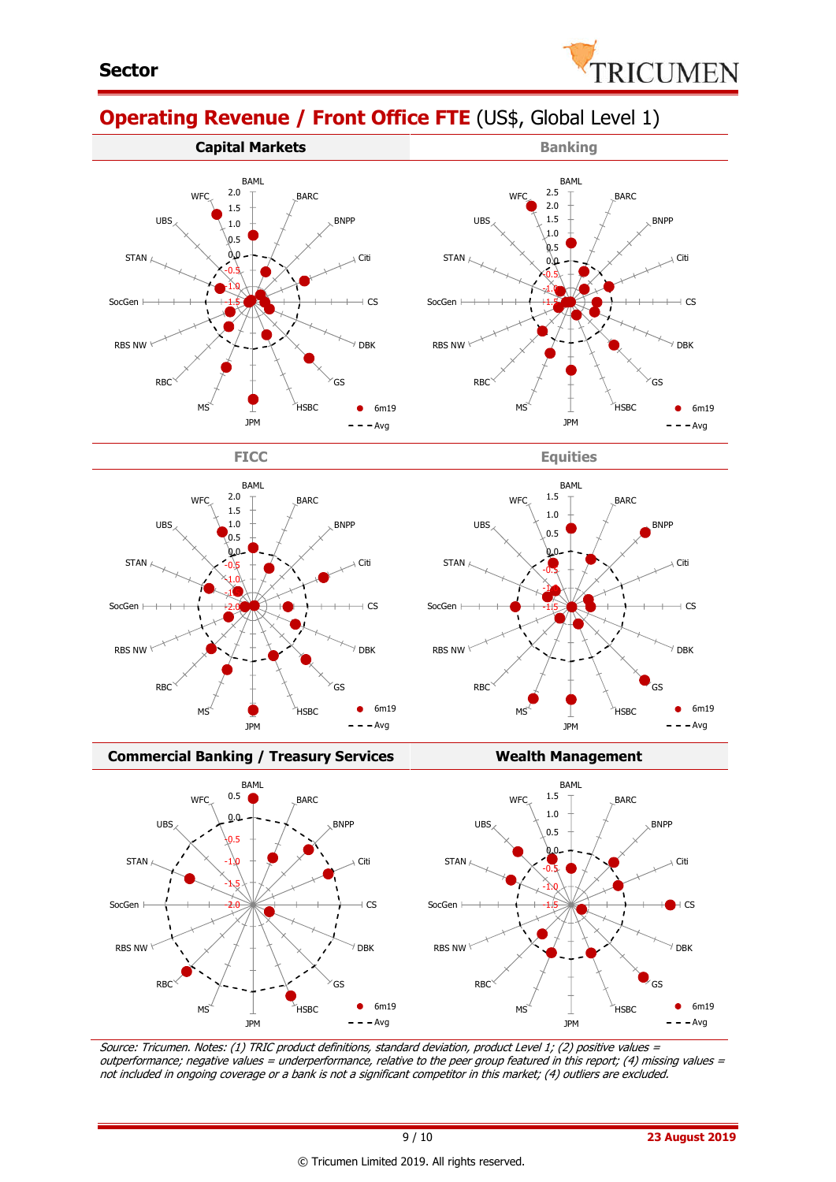## Operating Revenue / Front Office FTE (US$, Global Level 1)

### Capital Markets

### Banking

### FICC

### Equities

### Commercial Banking / Treasury Services

### Wealth Management

*Source: Tricumen. Notes: (1) TRIC product definitions, standard deviation, product Level 1; (2) positive values = outperformance; negative values = underperformance, relative to the peer group featured in this report; (4) missing values = not included in ongoing coverage or a bank is not a significant competitor in this market; (4) outliers are excluded.*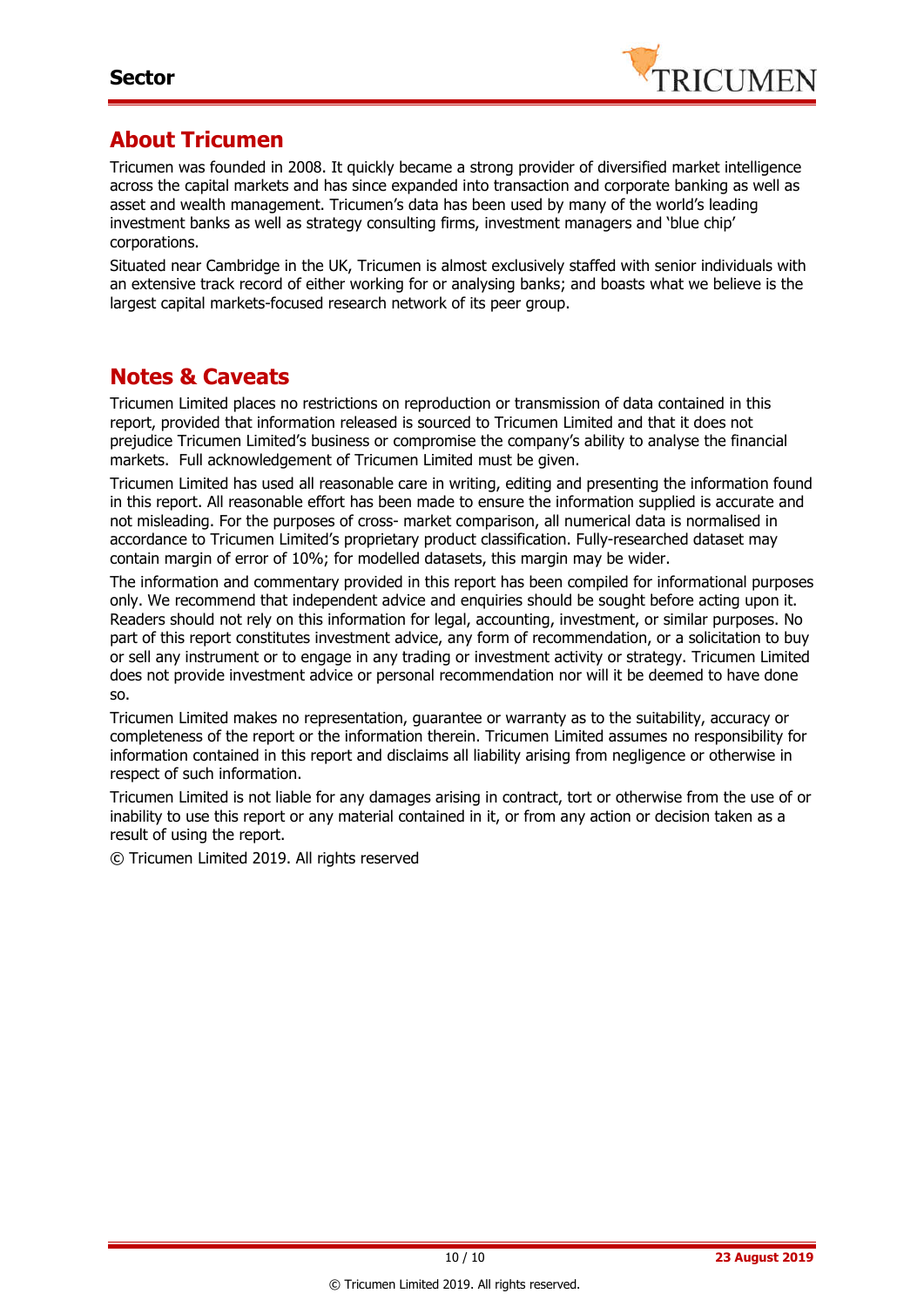## About Tricumen

Tricumen was founded in 2008. It quickly became a strong provider of diversified market intelligence across the capital markets and has since expanded into transaction and corporate banking as well as asset and wealth management. Tricumen's data has been used by many of the world's leading investment banks as well as strategy consulting firms, investment managers and 'blue chip' corporations.

Situated near Cambridge in the UK, Tricumen is almost exclusively staffed with senior individuals with an extensive track record of either working for or analysing banks; and boasts what we believe is the largest capital markets-focused research network of its peer group.

## Notes & Caveats

Tricumen Limited places no restrictions on reproduction or transmission of data contained in this report, provided that information released is sourced to Tricumen Limited and that it does not prejudice Tricumen Limited's business or compromise the company's ability to analyse the financial markets. Full acknowledgement of Tricumen Limited must be given.

Tricumen Limited has used all reasonable care in writing, editing and presenting the information found in this report. All reasonable effort has been made to ensure the information supplied is accurate and not misleading. For the purposes of cross- market comparison, all numerical data is normalised in accordance to Tricumen Limited's proprietary product classification. Fully-researched dataset may contain margin of error of 10%; for modelled datasets, this margin may be wider.

The information and commentary provided in this report has been compiled for informational purposes only. We recommend that independent advice and enquiries should be sought before acting upon it. Readers should not rely on this information for legal, accounting, investment, or similar purposes. No part of this report constitutes investment advice, any form of recommendation, or a solicitation to buy or sell any instrument or to engage in any trading or investment activity or strategy. Tricumen Limited does not provide investment advice or personal recommendation nor will it be deemed to have done so.

Tricumen Limited makes no representation, guarantee or warranty as to the suitability, accuracy or completeness of the report or the information therein. Tricumen Limited assumes no responsibility for information contained in this report and disclaims all liability arising from negligence or otherwise in respect of such information.

Tricumen Limited is not liable for any damages arising in contract, tort or otherwise from the use of or inability to use this report or any material contained in it, or from any action or decision taken as a result of using the report.

© Tricumen Limited 2019. All rights reserved